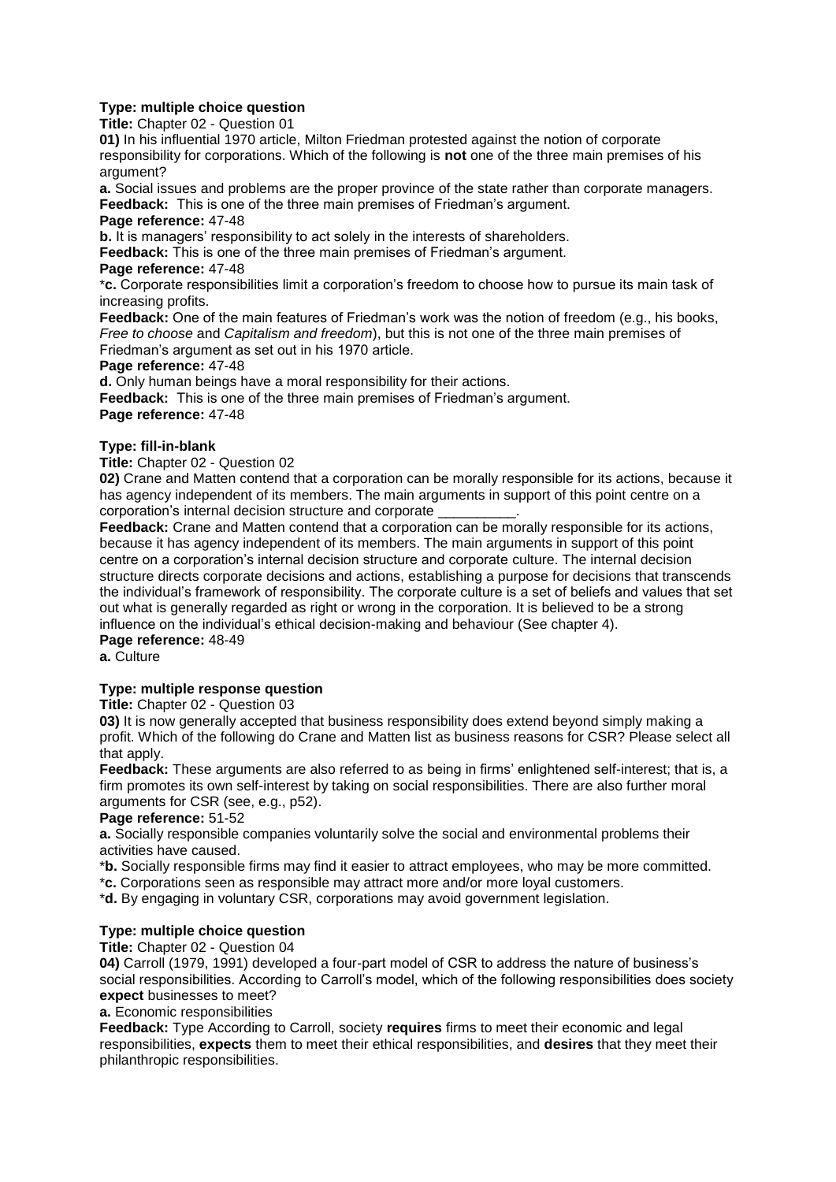**Type: multiple choice question**

**Title:** Chapter 02 - Question 01

**01)** In his influential 1970 article, Milton Friedman protested against the notion of corporate responsibility for corporations. Which of the following is **not** one of the three main premises of his argument?

**a.** Social issues and problems are the proper province of the state rather than corporate managers.

**Feedback:** This is one of the three main premises of Friedman's argument.

**Page reference:** 47-48

**b.** It is managers' responsibility to act solely in the interests of shareholders.

**Feedback:** This is one of the three main premises of Friedman's argument.

**Page reference:** 47-48

\***c.** Corporate responsibilities limit a corporation's freedom to choose how to pursue its main task of increasing profits.

**Feedback:** One of the main features of Friedman's work was the notion of freedom (e.g., his books, *Free to choose* and *Capitalism and freedom*), but this is not one of the three main premises of Friedman's argument as set out in his 1970 article.

**Page reference:** 47-48

**d.** Only human beings have a moral responsibility for their actions.

**Feedback:** This is one of the three main premises of Friedman's argument.

**Page reference:** 47-48

**Type: fill-in-blank**

**Title:** Chapter 02 - Question 02

**02)** Crane and Matten contend that a corporation can be morally responsible for its actions, because it has agency independent of its members. The main arguments in support of this point centre on a corporation's internal decision structure and corporate __________.

**Feedback:** Crane and Matten contend that a corporation can be morally responsible for its actions, because it has agency independent of its members. The main arguments in support of this point centre on a corporation's internal decision structure and corporate culture. The internal decision structure directs corporate decisions and actions, establishing a purpose for decisions that transcends the individual's framework of responsibility. The corporate culture is a set of beliefs and values that set out what is generally regarded as right or wrong in the corporation. It is believed to be a strong influence on the individual's ethical decision-making and behaviour (See chapter 4).

**Page reference:** 48-49

**a.** Culture

**Type: multiple response question**

**Title:** Chapter 02 - Question 03

**03)** It is now generally accepted that business responsibility does extend beyond simply making a profit. Which of the following do Crane and Matten list as business reasons for CSR? Please select all that apply.

**Feedback:** These arguments are also referred to as being in firms' enlightened self-interest; that is, a firm promotes its own self-interest by taking on social responsibilities. There are also further moral arguments for CSR (see, e.g., p52).

**Page reference:** 51-52

**a.** Socially responsible companies voluntarily solve the social and environmental problems their activities have caused.

\***b.** Socially responsible firms may find it easier to attract employees, who may be more committed.

\***c.** Corporations seen as responsible may attract more and/or more loyal customers.

\***d.** By engaging in voluntary CSR, corporations may avoid government legislation.

**Type: multiple choice question**

**Title:** Chapter 02 - Question 04

**04)** Carroll (1979, 1991) developed a four-part model of CSR to address the nature of business's social responsibilities. According to Carroll's model, which of the following responsibilities does society **expect** businesses to meet?

**a.** Economic responsibilities

**Feedback:** Type According to Carroll, society **requires** firms to meet their economic and legal responsibilities, **expects** them to meet their ethical responsibilities, and **desires** that they meet their philanthropic responsibilities.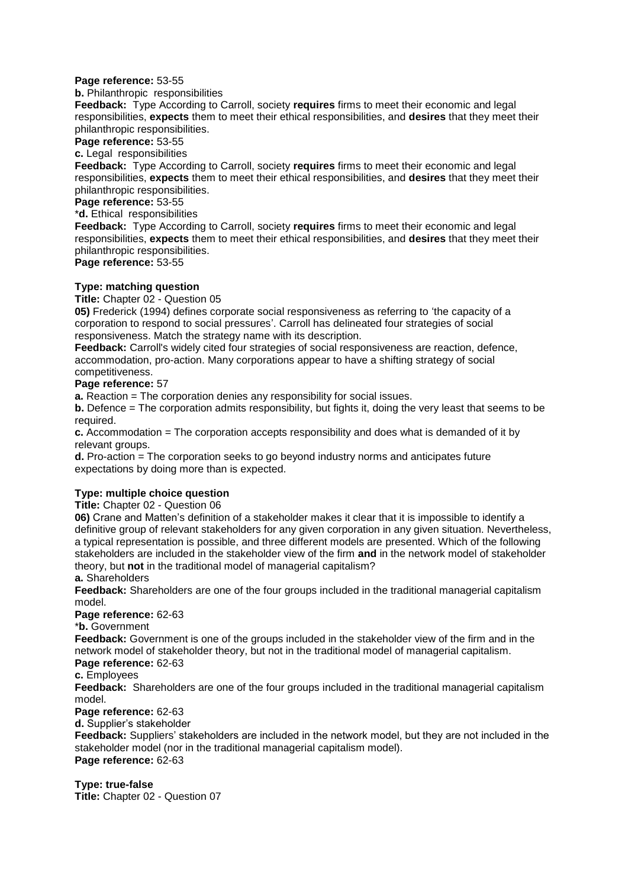**Page reference:** 53-55

**b.** Philanthropic responsibilities

**Feedback:** Type According to Carroll, society **requires** firms to meet their economic and legal responsibilities, **expects** them to meet their ethical responsibilities, and **desires** that they meet their philanthropic responsibilities.

**Page reference:** 53-55

**c.** Legal responsibilities

**Feedback:** Type According to Carroll, society **requires** firms to meet their economic and legal responsibilities, **expects** them to meet their ethical responsibilities, and **desires** that they meet their philanthropic responsibilities.

**Page reference:** 53-55

***d.** Ethical responsibilities

**Feedback:** Type According to Carroll, society **requires** firms to meet their economic and legal responsibilities, **expects** them to meet their ethical responsibilities, and **desires** that they meet their philanthropic responsibilities.

**Page reference:** 53-55

**Type: matching question**

**Title:** Chapter 02 - Question 05

**05)** Frederick (1994) defines corporate social responsiveness as referring to 'the capacity of a corporation to respond to social pressures'. Carroll has delineated four strategies of social responsiveness. Match the strategy name with its description.

**Feedback:** Carroll's widely cited four strategies of social responsiveness are reaction, defence, accommodation, pro-action. Many corporations appear to have a shifting strategy of social competitiveness.

**Page reference:** 57

**a.** Reaction = The corporation denies any responsibility for social issues.

**b.** Defence = The corporation admits responsibility, but fights it, doing the very least that seems to be required.

**c.** Accommodation = The corporation accepts responsibility and does what is demanded of it by relevant groups.

**d.** Pro-action = The corporation seeks to go beyond industry norms and anticipates future expectations by doing more than is expected.

**Type: multiple choice question**

**Title:** Chapter 02 - Question 06

**06)** Crane and Matten's definition of a stakeholder makes it clear that it is impossible to identify a definitive group of relevant stakeholders for any given corporation in any given situation. Nevertheless, a typical representation is possible, and three different models are presented. Which of the following stakeholders are included in the stakeholder view of the firm **and** in the network model of stakeholder theory, but **not** in the traditional model of managerial capitalism?

**a.** Shareholders

**Feedback:** Shareholders are one of the four groups included in the traditional managerial capitalism model.

**Page reference:** 62-63

***b.** Government

**Feedback:** Government is one of the groups included in the stakeholder view of the firm and in the network model of stakeholder theory, but not in the traditional model of managerial capitalism.

**Page reference:** 62-63

**c.** Employees

**Feedback:** Shareholders are one of the four groups included in the traditional managerial capitalism model.

**Page reference:** 62-63

**d.** Supplier's stakeholder

**Feedback:** Suppliers' stakeholders are included in the network model, but they are not included in the stakeholder model (nor in the traditional managerial capitalism model).

**Page reference:** 62-63

**Type: true-false**

**Title:** Chapter 02 - Question 07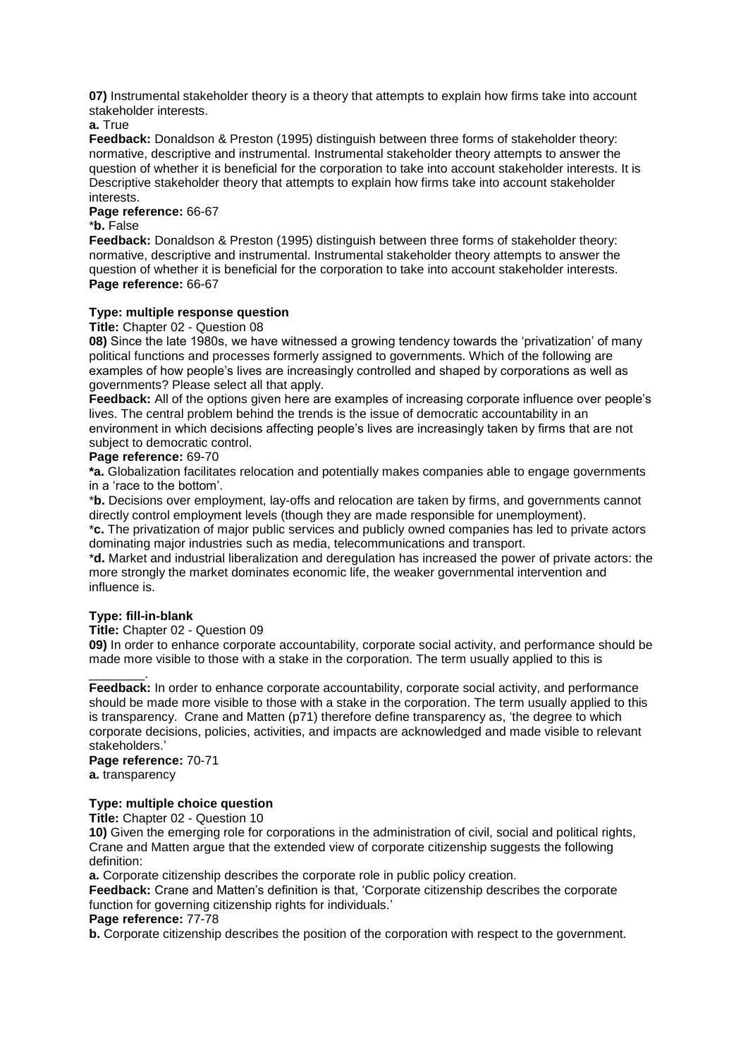**07)** Instrumental stakeholder theory is a theory that attempts to explain how firms take into account stakeholder interests.

**a.** True

**Feedback:** Donaldson & Preston (1995) distinguish between three forms of stakeholder theory: normative, descriptive and instrumental. Instrumental stakeholder theory attempts to answer the question of whether it is beneficial for the corporation to take into account stakeholder interests. It is Descriptive stakeholder theory that attempts to explain how firms take into account stakeholder interests.

**Page reference:** 66-67

***b.** False

**Feedback:** Donaldson & Preston (1995) distinguish between three forms of stakeholder theory: normative, descriptive and instrumental. Instrumental stakeholder theory attempts to answer the question of whether it is beneficial for the corporation to take into account stakeholder interests.

**Page reference:** 66-67

**Type: multiple response question**

**Title:** Chapter 02 - Question 08

**08)** Since the late 1980s, we have witnessed a growing tendency towards the 'privatization' of many political functions and processes formerly assigned to governments. Which of the following are examples of how people's lives are increasingly controlled and shaped by corporations as well as governments? Please select all that apply.

**Feedback:** All of the options given here are examples of increasing corporate influence over people's lives. The central problem behind the trends is the issue of democratic accountability in an environment in which decisions affecting people's lives are increasingly taken by firms that are not subject to democratic control.

**Page reference:** 69-70

***a.** Globalization facilitates relocation and potentially makes companies able to engage governments in a 'race to the bottom'.

***b.** Decisions over employment, lay-offs and relocation are taken by firms, and governments cannot directly control employment levels (though they are made responsible for unemployment).

***c.** The privatization of major public services and publicly owned companies has led to private actors dominating major industries such as media, telecommunications and transport.

***d.** Market and industrial liberalization and deregulation has increased the power of private actors: the more strongly the market dominates economic life, the weaker governmental intervention and influence is.

**Type: fill-in-blank**

**Title:** Chapter 02 - Question 09

**09)** In order to enhance corporate accountability, corporate social activity, and performance should be made more visible to those with a stake in the corporation. The term usually applied to this is ________.

**Feedback:** In order to enhance corporate accountability, corporate social activity, and performance should be made more visible to those with a stake in the corporation. The term usually applied to this is transparency. Crane and Matten (p71) therefore define transparency as, 'the degree to which corporate decisions, policies, activities, and impacts are acknowledged and made visible to relevant stakeholders.'

**Page reference:** 70-71

**a.** transparency

**Type: multiple choice question**

**Title:** Chapter 02 - Question 10

**10)** Given the emerging role for corporations in the administration of civil, social and political rights, Crane and Matten argue that the extended view of corporate citizenship suggests the following definition:

**a.** Corporate citizenship describes the corporate role in public policy creation.

**Feedback:** Crane and Matten's definition is that, 'Corporate citizenship describes the corporate function for governing citizenship rights for individuals.'

**Page reference:** 77-78

**b.** Corporate citizenship describes the position of the corporation with respect to the government.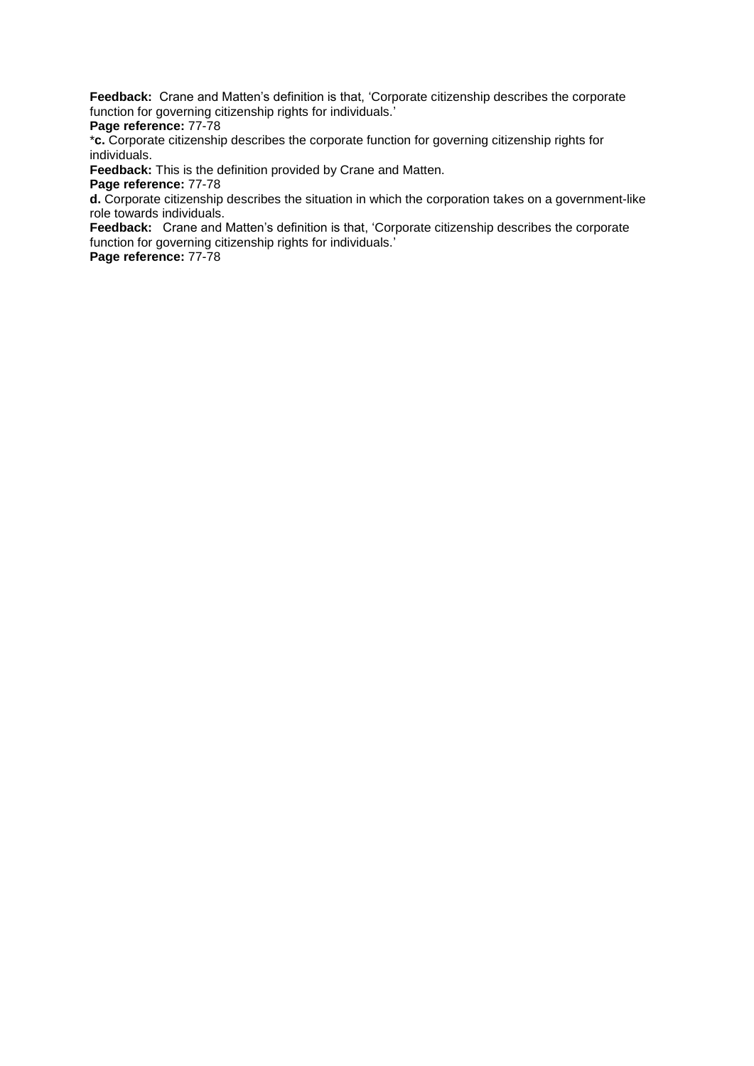**Feedback:** Crane and Matten's definition is that, 'Corporate citizenship describes the corporate function for governing citizenship rights for individuals.'
**Page reference:** 77-78

***c.** Corporate citizenship describes the corporate function for governing citizenship rights for individuals.
**Feedback:** This is the definition provided by Crane and Matten.
**Page reference:** 77-78

**d.** Corporate citizenship describes the situation in which the corporation takes on a government-like role towards individuals.
**Feedback:** Crane and Matten's definition is that, 'Corporate citizenship describes the corporate function for governing citizenship rights for individuals.'
**Page reference:** 77-78